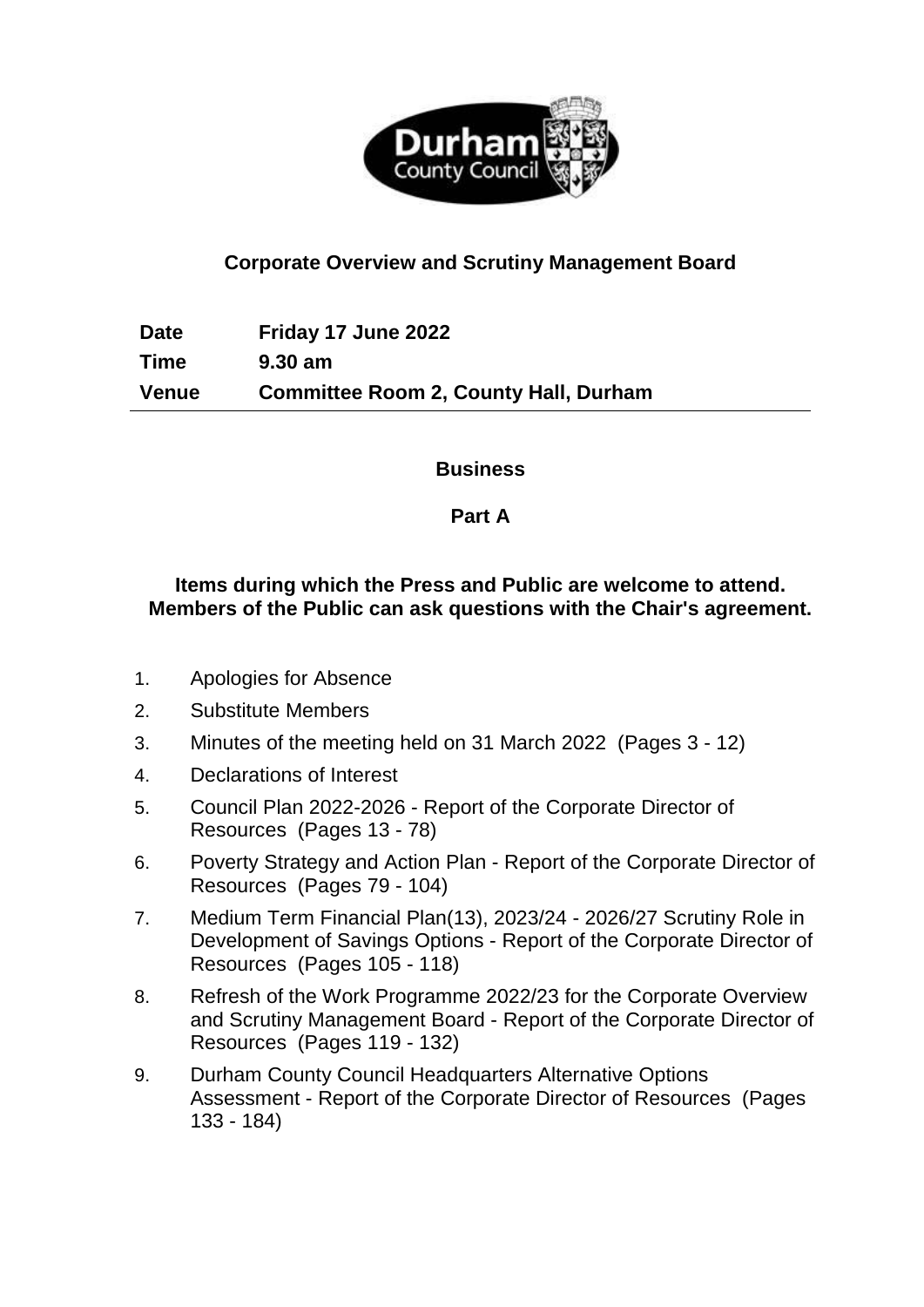Durham County Council

# Corporate Overview and Scrutiny Management Board

| | |
|---|---|
| **Date** | **Friday 17 June 2022** |
| **Time** | **9.30 am** |
| **Venue** | **Committee Room 2, County Hall, Durham** |

## Business

## Part A

**Items during which the Press and Public are welcome to attend. Members of the Public can ask questions with the Chair's agreement.**

1. Apologies for Absence
2. Substitute Members
3. Minutes of the meeting held on 31 March 2022 (Pages 3 - 12)
4. Declarations of Interest
5. Council Plan 2022-2026 - Report of the Corporate Director of Resources (Pages 13 - 78)
6. Poverty Strategy and Action Plan - Report of the Corporate Director of Resources (Pages 79 - 104)
7. Medium Term Financial Plan(13), 2023/24 - 2026/27 Scrutiny Role in Development of Savings Options - Report of the Corporate Director of Resources (Pages 105 - 118)
8. Refresh of the Work Programme 2022/23 for the Corporate Overview and Scrutiny Management Board - Report of the Corporate Director of Resources (Pages 119 - 132)
9. Durham County Council Headquarters Alternative Options Assessment - Report of the Corporate Director of Resources (Pages 133 - 184)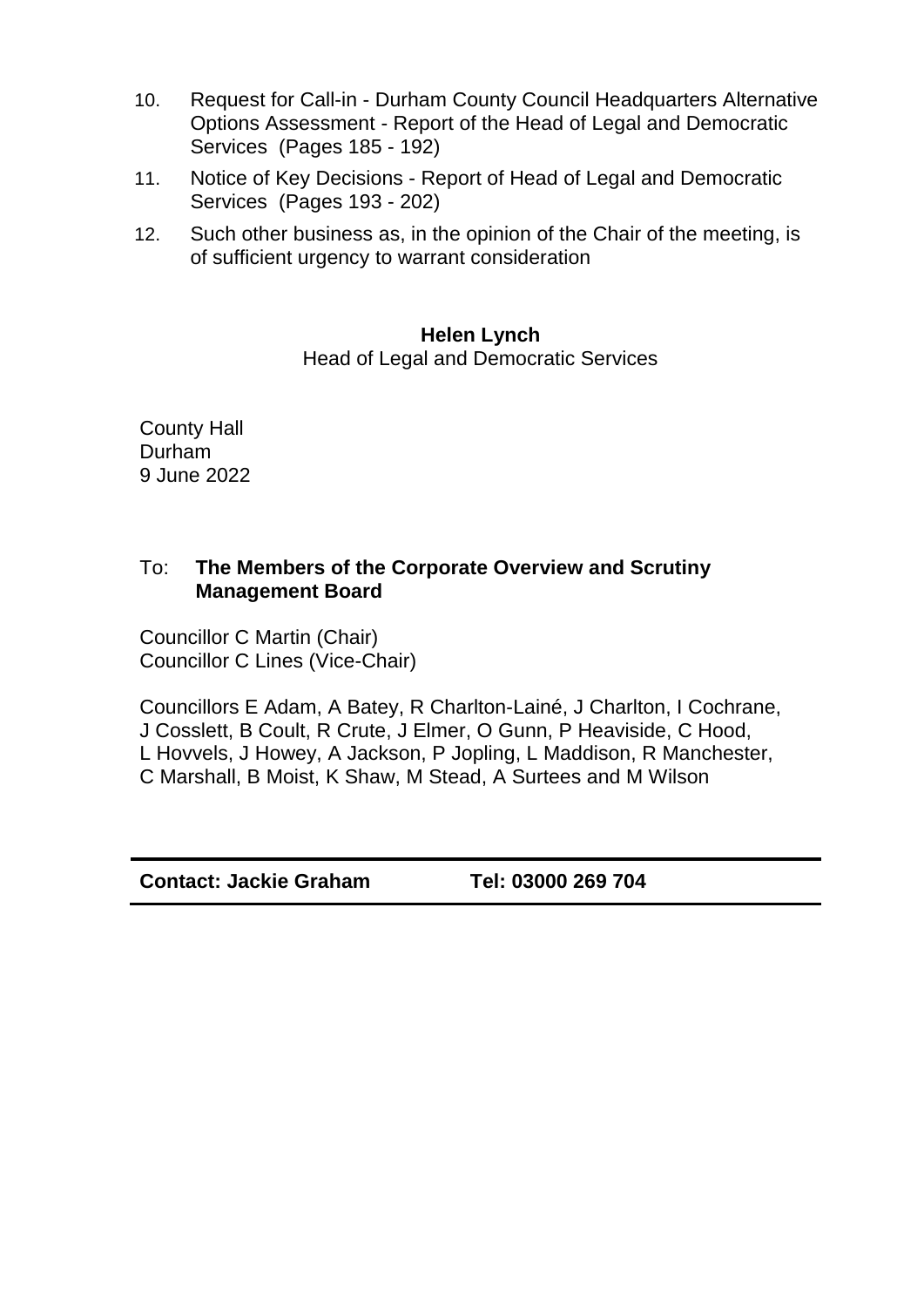10. Request for Call-in - Durham County Council Headquarters Alternative Options Assessment - Report of the Head of Legal and Democratic Services (Pages 185 - 192)
11. Notice of Key Decisions - Report of Head of Legal and Democratic Services (Pages 193 - 202)
12. Such other business as, in the opinion of the Chair of the meeting, is of sufficient urgency to warrant consideration

**Helen Lynch**
Head of Legal and Democratic Services

County Hall
Durham
9 June 2022

To: **The Members of the Corporate Overview and Scrutiny Management Board**

Councillor C Martin (Chair)
Councillor C Lines (Vice-Chair)

Councillors E Adam, A Batey, R Charlton-Lainé, J Charlton, I Cochrane, J Cosslett, B Coult, R Crute, J Elmer, O Gunn, P Heaviside, C Hood, L Hovvels, J Howey, A Jackson, P Jopling, L Maddison, R Manchester, C Marshall, B Moist, K Shaw, M Stead, A Surtees and M Wilson

**Contact: Jackie Graham** **Tel: 03000 269 704**